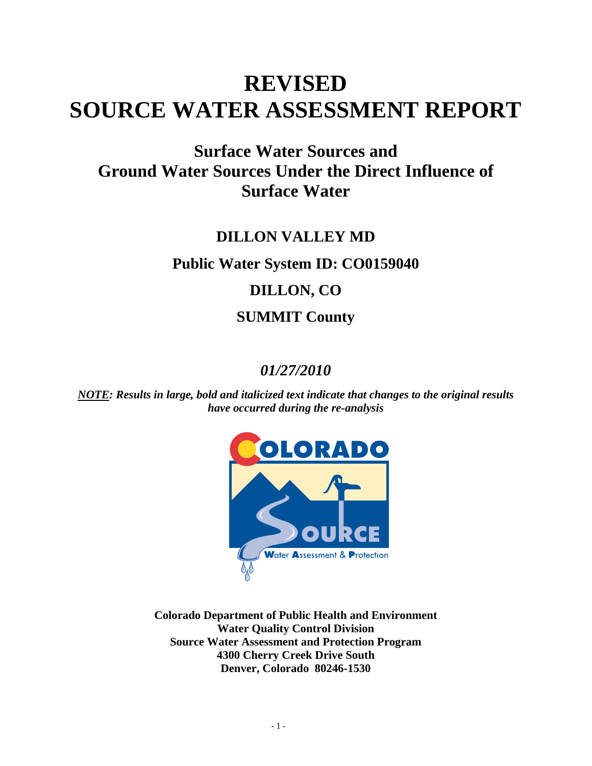# REVISED
# SOURCE WATER ASSESSMENT REPORT

## Surface Water Sources and Ground Water Sources Under the Direct Influence of Surface Water

**DILLON VALLEY MD**

**Public Water System ID: CO0159040**

**DILLON, CO**

**SUMMIT County**

***01/27/2010***

***NOTE: Results in large, bold and italicized text indicate that changes to the original results have occurred during the re-analysis***

**Colorado Department of Public Health and Environment**
**Water Quality Control Division**
**Source Water Assessment and Protection Program**
**4300 Cherry Creek Drive South**
**Denver, Colorado 80246-1530**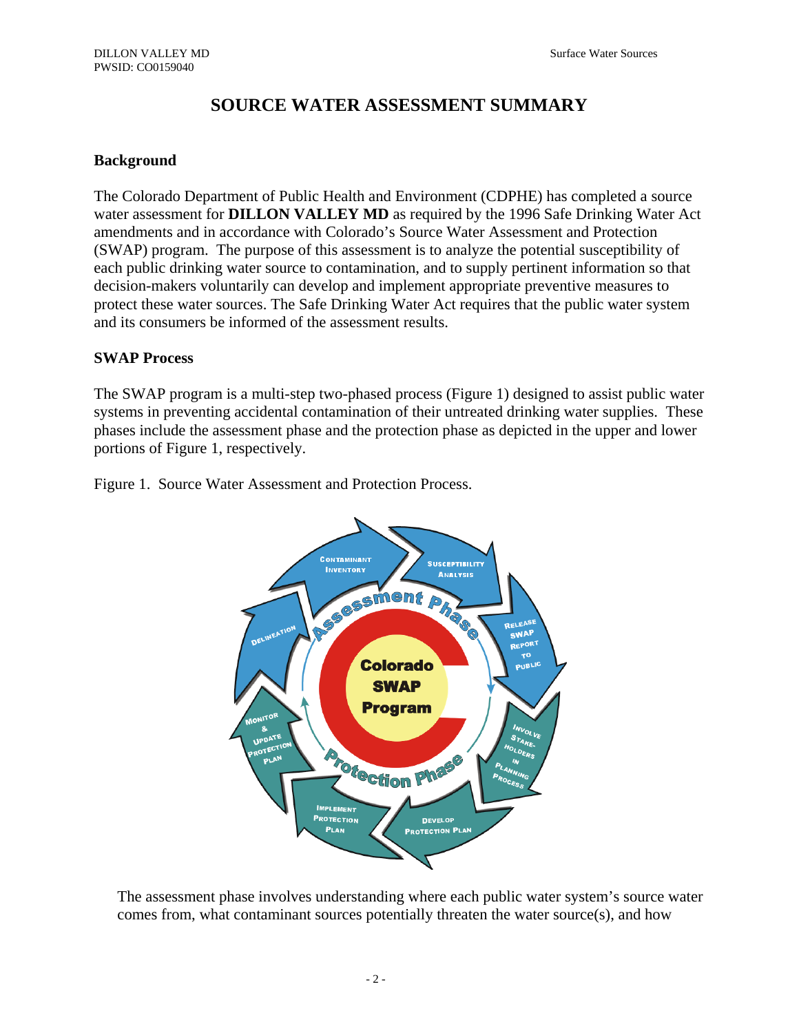# SOURCE WATER ASSESSMENT SUMMARY

## Background

The Colorado Department of Public Health and Environment (CDPHE) has completed a source water assessment for **DILLON VALLEY MD** as required by the 1996 Safe Drinking Water Act amendments and in accordance with Colorado's Source Water Assessment and Protection (SWAP) program. The purpose of this assessment is to analyze the potential susceptibility of each public drinking water source to contamination, and to supply pertinent information so that decision-makers voluntarily can develop and implement appropriate preventive measures to protect these water sources. The Safe Drinking Water Act requires that the public water system and its consumers be informed of the assessment results.

## SWAP Process

The SWAP program is a multi-step two-phased process (Figure 1) designed to assist public water systems in preventing accidental contamination of their untreated drinking water supplies. These phases include the assessment phase and the protection phase as depicted in the upper and lower portions of Figure 1, respectively.

Figure 1. Source Water Assessment and Protection Process.

The assessment phase involves understanding where each public water system's source water comes from, what contaminant sources potentially threaten the water source(s), and how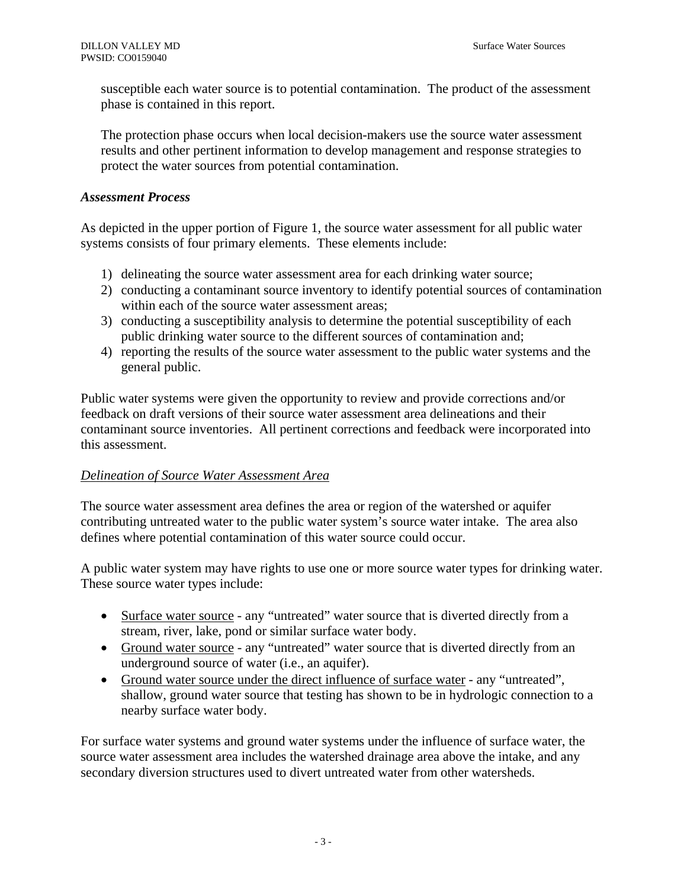susceptible each water source is to potential contamination. The product of the assessment phase is contained in this report.

The protection phase occurs when local decision-makers use the source water assessment results and other pertinent information to develop management and response strategies to protect the water sources from potential contamination.

### *Assessment Process*

As depicted in the upper portion of Figure 1, the source water assessment for all public water systems consists of four primary elements. These elements include:

1) delineating the source water assessment area for each drinking water source;
2) conducting a contaminant source inventory to identify potential sources of contamination within each of the source water assessment areas;
3) conducting a susceptibility analysis to determine the potential susceptibility of each public drinking water source to the different sources of contamination and;
4) reporting the results of the source water assessment to the public water systems and the general public.

Public water systems were given the opportunity to review and provide corrections and/or feedback on draft versions of their source water assessment area delineations and their contaminant source inventories. All pertinent corrections and feedback were incorporated into this assessment.

#### *Delineation of Source Water Assessment Area*

The source water assessment area defines the area or region of the watershed or aquifer contributing untreated water to the public water system's source water intake. The area also defines where potential contamination of this water source could occur.

A public water system may have rights to use one or more source water types for drinking water. These source water types include:

- Surface water source - any "untreated" water source that is diverted directly from a stream, river, lake, pond or similar surface water body.
- Ground water source - any "untreated" water source that is diverted directly from an underground source of water (i.e., an aquifer).
- Ground water source under the direct influence of surface water - any "untreated", shallow, ground water source that testing has shown to be in hydrologic connection to a nearby surface water body.

For surface water systems and ground water systems under the influence of surface water, the source water assessment area includes the watershed drainage area above the intake, and any secondary diversion structures used to divert untreated water from other watersheds.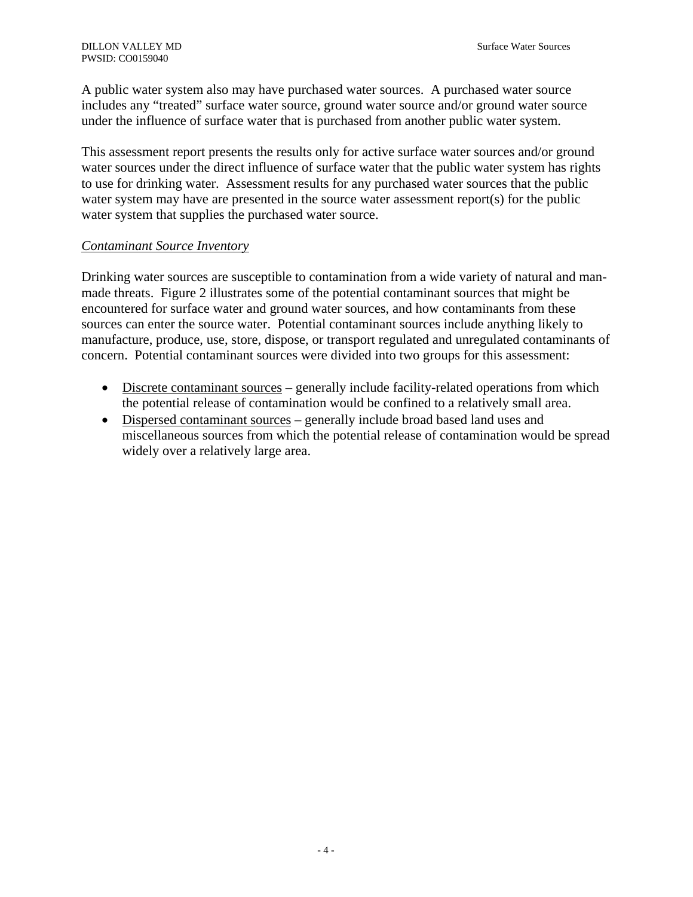A public water system also may have purchased water sources. A purchased water source includes any "treated" surface water source, ground water source and/or ground water source under the influence of surface water that is purchased from another public water system.

This assessment report presents the results only for active surface water sources and/or ground water sources under the direct influence of surface water that the public water system has rights to use for drinking water. Assessment results for any purchased water sources that the public water system may have are presented in the source water assessment report(s) for the public water system that supplies the purchased water source.

*Contaminant Source Inventory*

Drinking water sources are susceptible to contamination from a wide variety of natural and man-made threats. Figure 2 illustrates some of the potential contaminant sources that might be encountered for surface water and ground water sources, and how contaminants from these sources can enter the source water. Potential contaminant sources include anything likely to manufacture, produce, use, store, dispose, or transport regulated and unregulated contaminants of concern. Potential contaminant sources were divided into two groups for this assessment:

- Discrete contaminant sources – generally include facility-related operations from which the potential release of contamination would be confined to a relatively small area.
- Dispersed contaminant sources – generally include broad based land uses and miscellaneous sources from which the potential release of contamination would be spread widely over a relatively large area.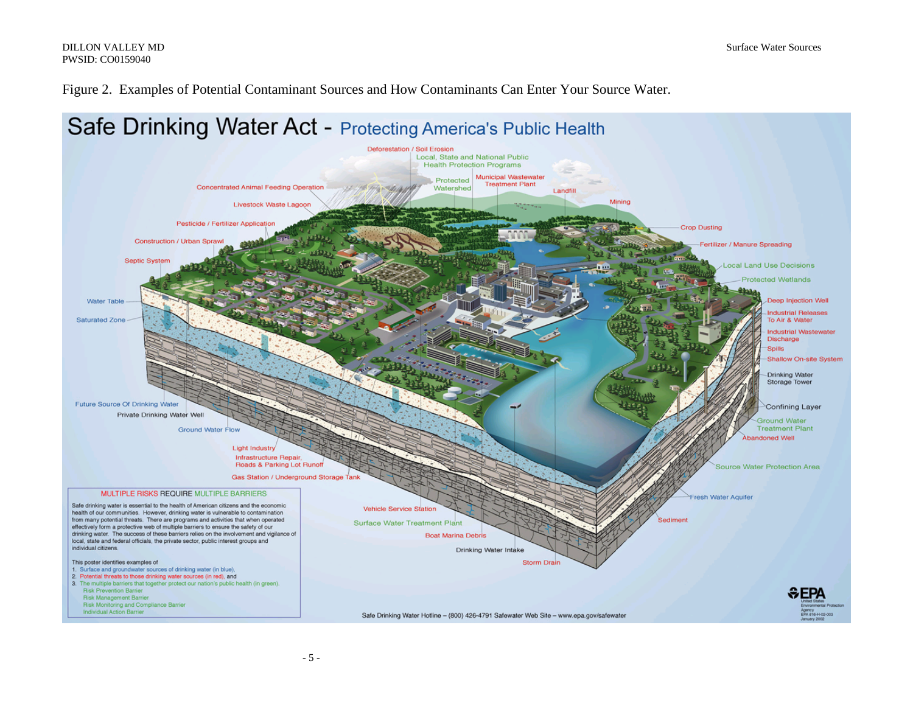Figure 2. Examples of Potential Contaminant Sources and How Contaminants Can Enter Your Source Water.

# Safe Drinking Water Act - Protecting America's Public Health

## MULTIPLE RISKS REQUIRE MULTIPLE BARRIERS

Safe drinking water is essential to the health of American citizens and the economic health of our communities. However, drinking water is vulnerable to contamination from many potential threats. There are programs and activities that when operated effectively form a protective web of multiple barriers to ensure the safety of our drinking water. The success of these barriers relies on the involvement and vigilance of local, state and federal officials, the private sector, public interest groups and individual citizens.

This poster identifies examples of

1. Surface and groundwater sources of drinking water (in blue),
2. Potential threats to those drinking water sources (in red), and
3. The multiple barriers that together protect our nation's public health (in green).
   - Risk Prevention Barrier
   - Risk Management Barrier
   - Risk Monitoring and Compliance Barrier
   - Individual Action Barrier

Safe Drinking Water Hotline – (800) 426-4791 Safewater Web Site – www.epa.gov/safewater

EPA United States Environmental Protection Agency EPA 816-H-02-003 January 2002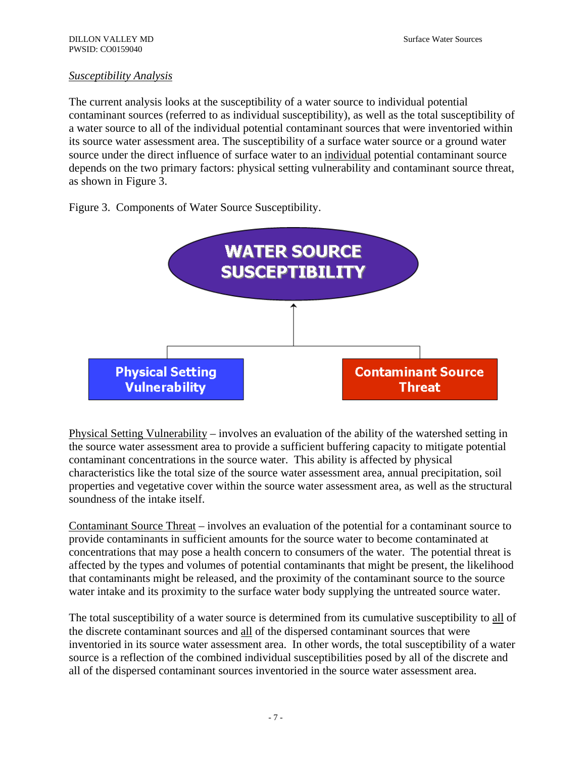*Susceptibility Analysis*

The current analysis looks at the susceptibility of a water source to individual potential contaminant sources (referred to as individual susceptibility), as well as the total susceptibility of a water source to all of the individual potential contaminant sources that were inventoried within its source water assessment area. The susceptibility of a surface water source or a ground water source under the direct influence of surface water to an individual potential contaminant source depends on the two primary factors: physical setting vulnerability and contaminant source threat, as shown in Figure 3.

Figure 3. Components of Water Source Susceptibility.

WATER SOURCE SUSCEPTIBILITY

Physical Setting Vulnerability

Contaminant Source Threat

Physical Setting Vulnerability – involves an evaluation of the ability of the watershed setting in the source water assessment area to provide a sufficient buffering capacity to mitigate potential contaminant concentrations in the source water. This ability is affected by physical characteristics like the total size of the source water assessment area, annual precipitation, soil properties and vegetative cover within the source water assessment area, as well as the structural soundness of the intake itself.

Contaminant Source Threat – involves an evaluation of the potential for a contaminant source to provide contaminants in sufficient amounts for the source water to become contaminated at concentrations that may pose a health concern to consumers of the water. The potential threat is affected by the types and volumes of potential contaminants that might be present, the likelihood that contaminants might be released, and the proximity of the contaminant source to the source water intake and its proximity to the surface water body supplying the untreated source water.

The total susceptibility of a water source is determined from its cumulative susceptibility to all of the discrete contaminant sources and all of the dispersed contaminant sources that were inventoried in its source water assessment area. In other words, the total susceptibility of a water source is a reflection of the combined individual susceptibilities posed by all of the discrete and all of the dispersed contaminant sources inventoried in the source water assessment area.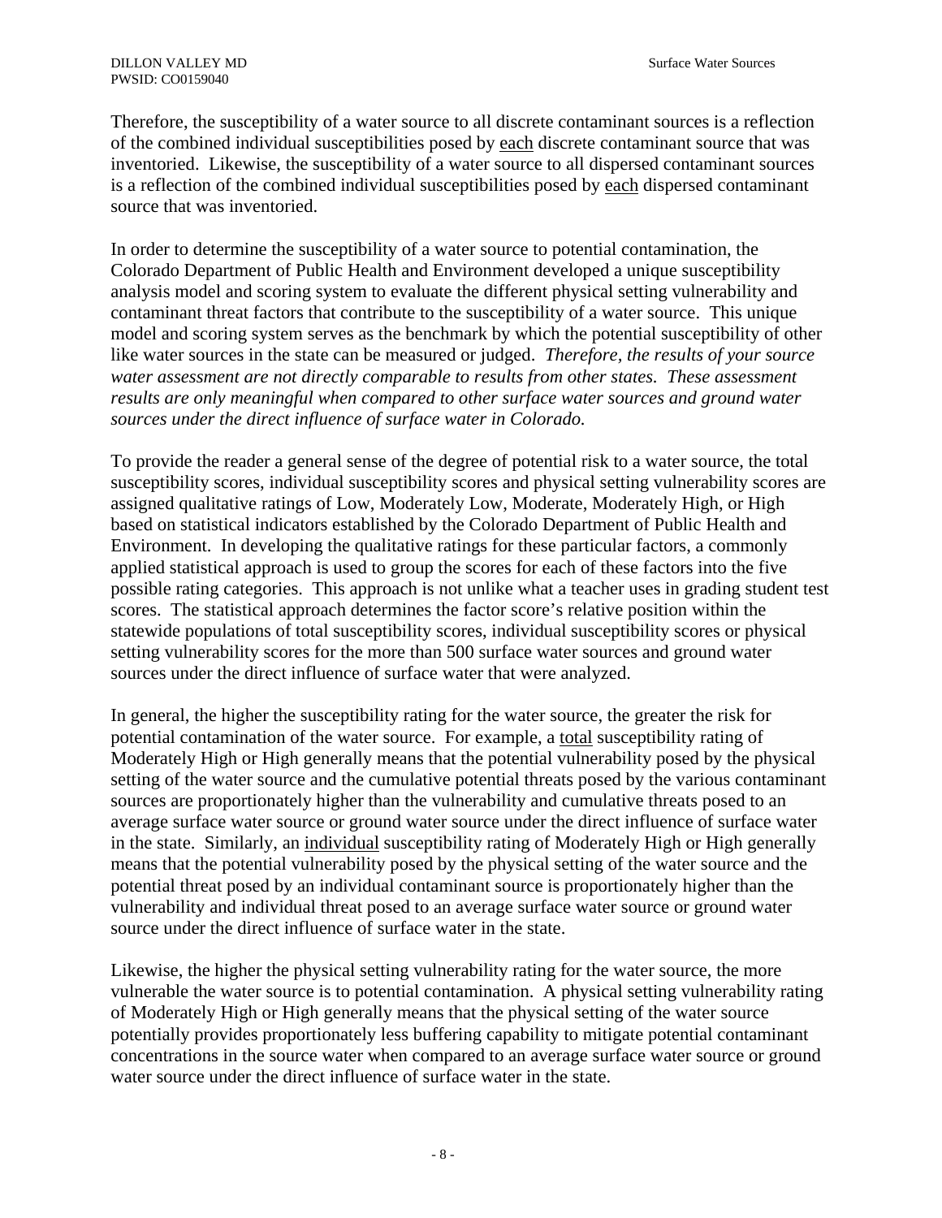Therefore, the susceptibility of a water source to all discrete contaminant sources is a reflection of the combined individual susceptibilities posed by each discrete contaminant source that was inventoried. Likewise, the susceptibility of a water source to all dispersed contaminant sources is a reflection of the combined individual susceptibilities posed by each dispersed contaminant source that was inventoried.

In order to determine the susceptibility of a water source to potential contamination, the Colorado Department of Public Health and Environment developed a unique susceptibility analysis model and scoring system to evaluate the different physical setting vulnerability and contaminant threat factors that contribute to the susceptibility of a water source. This unique model and scoring system serves as the benchmark by which the potential susceptibility of other like water sources in the state can be measured or judged. *Therefore, the results of your source water assessment are not directly comparable to results from other states. These assessment results are only meaningful when compared to other surface water sources and ground water sources under the direct influence of surface water in Colorado.*

To provide the reader a general sense of the degree of potential risk to a water source, the total susceptibility scores, individual susceptibility scores and physical setting vulnerability scores are assigned qualitative ratings of Low, Moderately Low, Moderate, Moderately High, or High based on statistical indicators established by the Colorado Department of Public Health and Environment. In developing the qualitative ratings for these particular factors, a commonly applied statistical approach is used to group the scores for each of these factors into the five possible rating categories. This approach is not unlike what a teacher uses in grading student test scores. The statistical approach determines the factor score's relative position within the statewide populations of total susceptibility scores, individual susceptibility scores or physical setting vulnerability scores for the more than 500 surface water sources and ground water sources under the direct influence of surface water that were analyzed.

In general, the higher the susceptibility rating for the water source, the greater the risk for potential contamination of the water source. For example, a total susceptibility rating of Moderately High or High generally means that the potential vulnerability posed by the physical setting of the water source and the cumulative potential threats posed by the various contaminant sources are proportionately higher than the vulnerability and cumulative threats posed to an average surface water source or ground water source under the direct influence of surface water in the state. Similarly, an individual susceptibility rating of Moderately High or High generally means that the potential vulnerability posed by the physical setting of the water source and the potential threat posed by an individual contaminant source is proportionately higher than the vulnerability and individual threat posed to an average surface water source or ground water source under the direct influence of surface water in the state.

Likewise, the higher the physical setting vulnerability rating for the water source, the more vulnerable the water source is to potential contamination. A physical setting vulnerability rating of Moderately High or High generally means that the physical setting of the water source potentially provides proportionately less buffering capability to mitigate potential contaminant concentrations in the source water when compared to an average surface water source or ground water source under the direct influence of surface water in the state.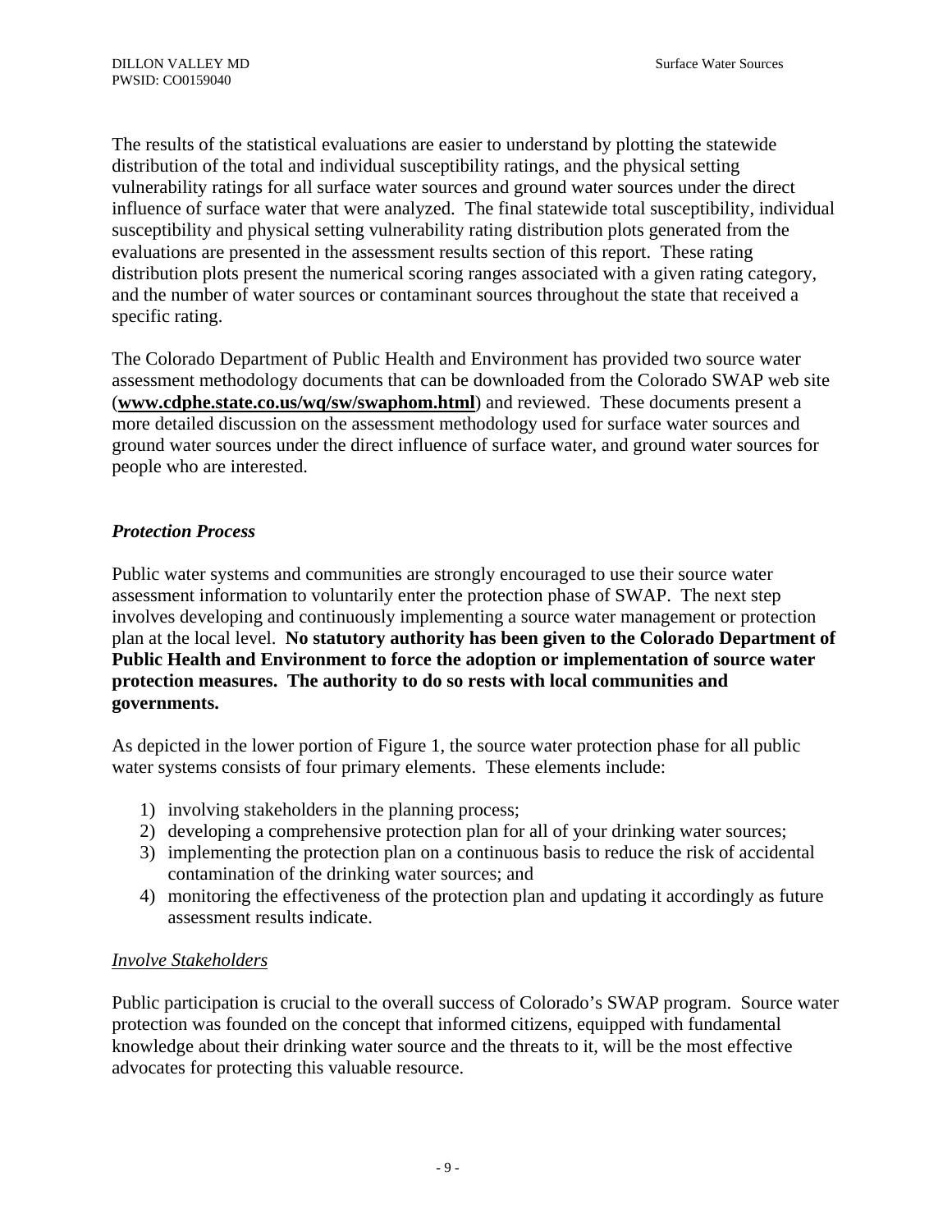The results of the statistical evaluations are easier to understand by plotting the statewide distribution of the total and individual susceptibility ratings, and the physical setting vulnerability ratings for all surface water sources and ground water sources under the direct influence of surface water that were analyzed. The final statewide total susceptibility, individual susceptibility and physical setting vulnerability rating distribution plots generated from the evaluations are presented in the assessment results section of this report. These rating distribution plots present the numerical scoring ranges associated with a given rating category, and the number of water sources or contaminant sources throughout the state that received a specific rating.

The Colorado Department of Public Health and Environment has provided two source water assessment methodology documents that can be downloaded from the Colorado SWAP web site (**www.cdphe.state.co.us/wq/sw/swaphom.html**) and reviewed. These documents present a more detailed discussion on the assessment methodology used for surface water sources and ground water sources under the direct influence of surface water, and ground water sources for people who are interested.

### *Protection Process*

Public water systems and communities are strongly encouraged to use their source water assessment information to voluntarily enter the protection phase of SWAP. The next step involves developing and continuously implementing a source water management or protection plan at the local level. **No statutory authority has been given to the Colorado Department of Public Health and Environment to force the adoption or implementation of source water protection measures. The authority to do so rests with local communities and governments.**

As depicted in the lower portion of Figure 1, the source water protection phase for all public water systems consists of four primary elements. These elements include:

1) involving stakeholders in the planning process;
2) developing a comprehensive protection plan for all of your drinking water sources;
3) implementing the protection plan on a continuous basis to reduce the risk of accidental contamination of the drinking water sources; and
4) monitoring the effectiveness of the protection plan and updating it accordingly as future assessment results indicate.

#### Involve Stakeholders

Public participation is crucial to the overall success of Colorado's SWAP program. Source water protection was founded on the concept that informed citizens, equipped with fundamental knowledge about their drinking water source and the threats to it, will be the most effective advocates for protecting this valuable resource.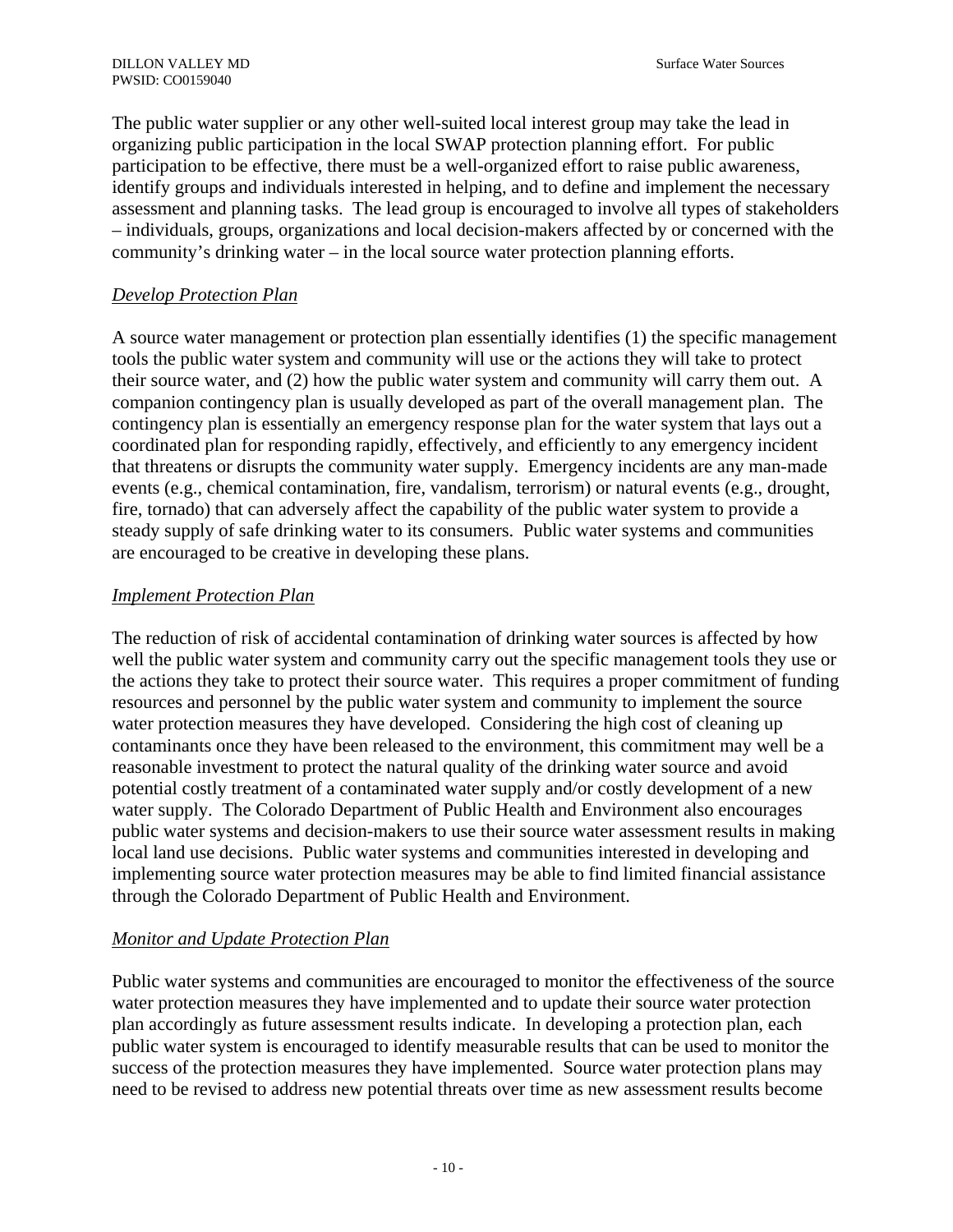The public water supplier or any other well-suited local interest group may take the lead in organizing public participation in the local SWAP protection planning effort. For public participation to be effective, there must be a well-organized effort to raise public awareness, identify groups and individuals interested in helping, and to define and implement the necessary assessment and planning tasks. The lead group is encouraged to involve all types of stakeholders – individuals, groups, organizations and local decision-makers affected by or concerned with the community's drinking water – in the local source water protection planning efforts.

*Develop Protection Plan*

A source water management or protection plan essentially identifies (1) the specific management tools the public water system and community will use or the actions they will take to protect their source water, and (2) how the public water system and community will carry them out. A companion contingency plan is usually developed as part of the overall management plan. The contingency plan is essentially an emergency response plan for the water system that lays out a coordinated plan for responding rapidly, effectively, and efficiently to any emergency incident that threatens or disrupts the community water supply. Emergency incidents are any man-made events (e.g., chemical contamination, fire, vandalism, terrorism) or natural events (e.g., drought, fire, tornado) that can adversely affect the capability of the public water system to provide a steady supply of safe drinking water to its consumers. Public water systems and communities are encouraged to be creative in developing these plans.

*Implement Protection Plan*

The reduction of risk of accidental contamination of drinking water sources is affected by how well the public water system and community carry out the specific management tools they use or the actions they take to protect their source water. This requires a proper commitment of funding resources and personnel by the public water system and community to implement the source water protection measures they have developed. Considering the high cost of cleaning up contaminants once they have been released to the environment, this commitment may well be a reasonable investment to protect the natural quality of the drinking water source and avoid potential costly treatment of a contaminated water supply and/or costly development of a new water supply. The Colorado Department of Public Health and Environment also encourages public water systems and decision-makers to use their source water assessment results in making local land use decisions. Public water systems and communities interested in developing and implementing source water protection measures may be able to find limited financial assistance through the Colorado Department of Public Health and Environment.

*Monitor and Update Protection Plan*

Public water systems and communities are encouraged to monitor the effectiveness of the source water protection measures they have implemented and to update their source water protection plan accordingly as future assessment results indicate. In developing a protection plan, each public water system is encouraged to identify measurable results that can be used to monitor the success of the protection measures they have implemented. Source water protection plans may need to be revised to address new potential threats over time as new assessment results become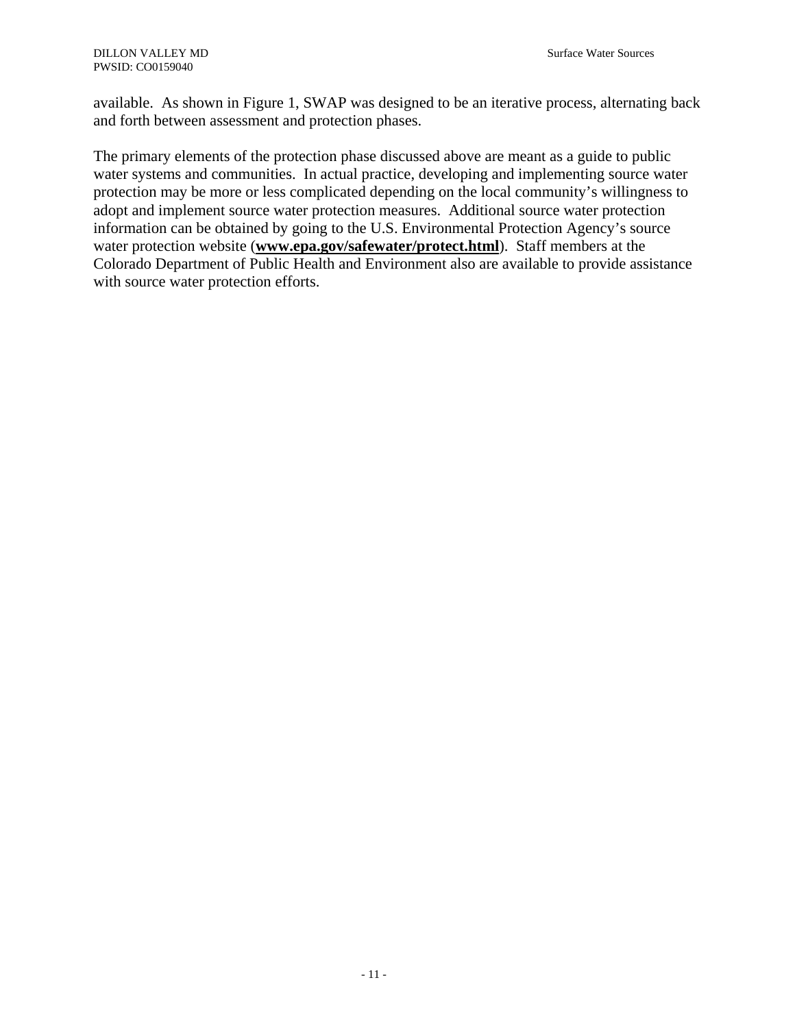available. As shown in Figure 1, SWAP was designed to be an iterative process, alternating back and forth between assessment and protection phases.

The primary elements of the protection phase discussed above are meant as a guide to public water systems and communities. In actual practice, developing and implementing source water protection may be more or less complicated depending on the local community's willingness to adopt and implement source water protection measures. Additional source water protection information can be obtained by going to the U.S. Environmental Protection Agency's source water protection website (**www.epa.gov/safewater/protect.html**). Staff members at the Colorado Department of Public Health and Environment also are available to provide assistance with source water protection efforts.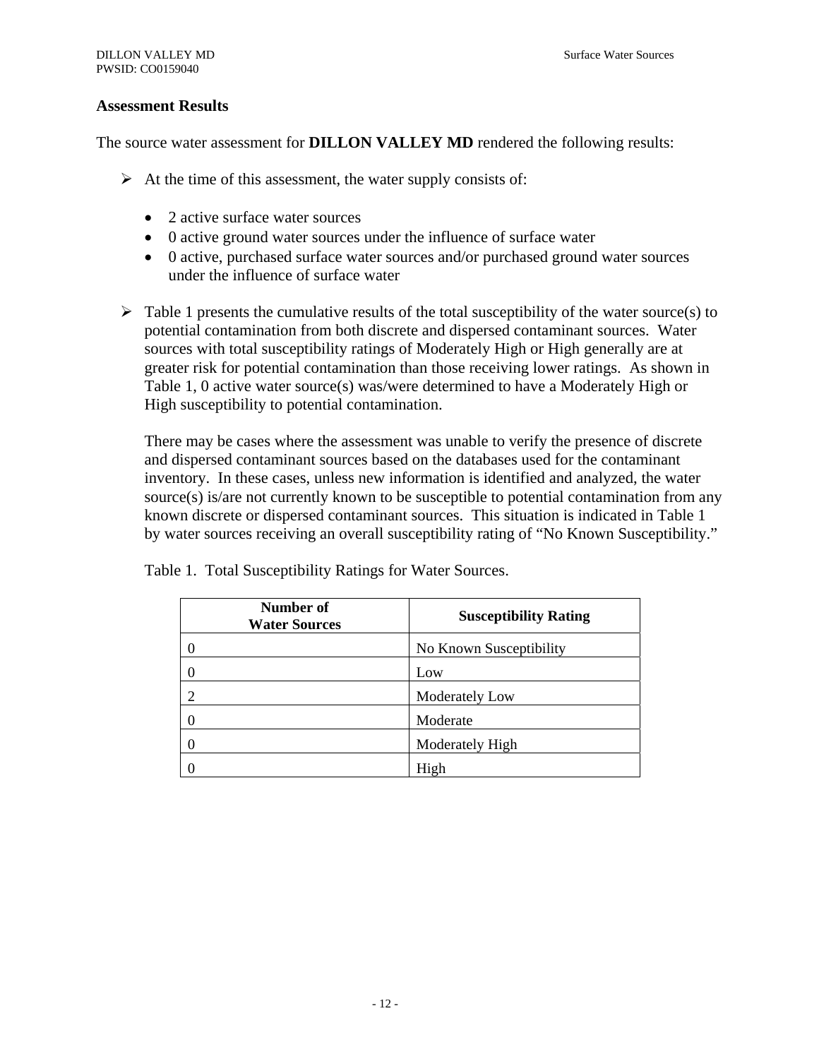## Assessment Results

The source water assessment for **DILLON VALLEY MD** rendered the following results:

- At the time of this assessment, the water supply consists of:

  - 2 active surface water sources
  - 0 active ground water sources under the influence of surface water
  - 0 active, purchased surface water sources and/or purchased ground water sources under the influence of surface water

- Table 1 presents the cumulative results of the total susceptibility of the water source(s) to potential contamination from both discrete and dispersed contaminant sources. Water sources with total susceptibility ratings of Moderately High or High generally are at greater risk for potential contamination than those receiving lower ratings. As shown in Table 1, 0 active water source(s) was/were determined to have a Moderately High or High susceptibility to potential contamination.

  There may be cases where the assessment was unable to verify the presence of discrete and dispersed contaminant sources based on the databases used for the contaminant inventory. In these cases, unless new information is identified and analyzed, the water source(s) is/are not currently known to be susceptible to potential contamination from any known discrete or dispersed contaminant sources. This situation is indicated in Table 1 by water sources receiving an overall susceptibility rating of "No Known Susceptibility."

  Table 1. Total Susceptibility Ratings for Water Sources.

| Number of Water Sources | Susceptibility Rating |
|---|---|
| 0 | No Known Susceptibility |
| 0 | Low |
| 2 | Moderately Low |
| 0 | Moderate |
| 0 | Moderately High |
| 0 | High |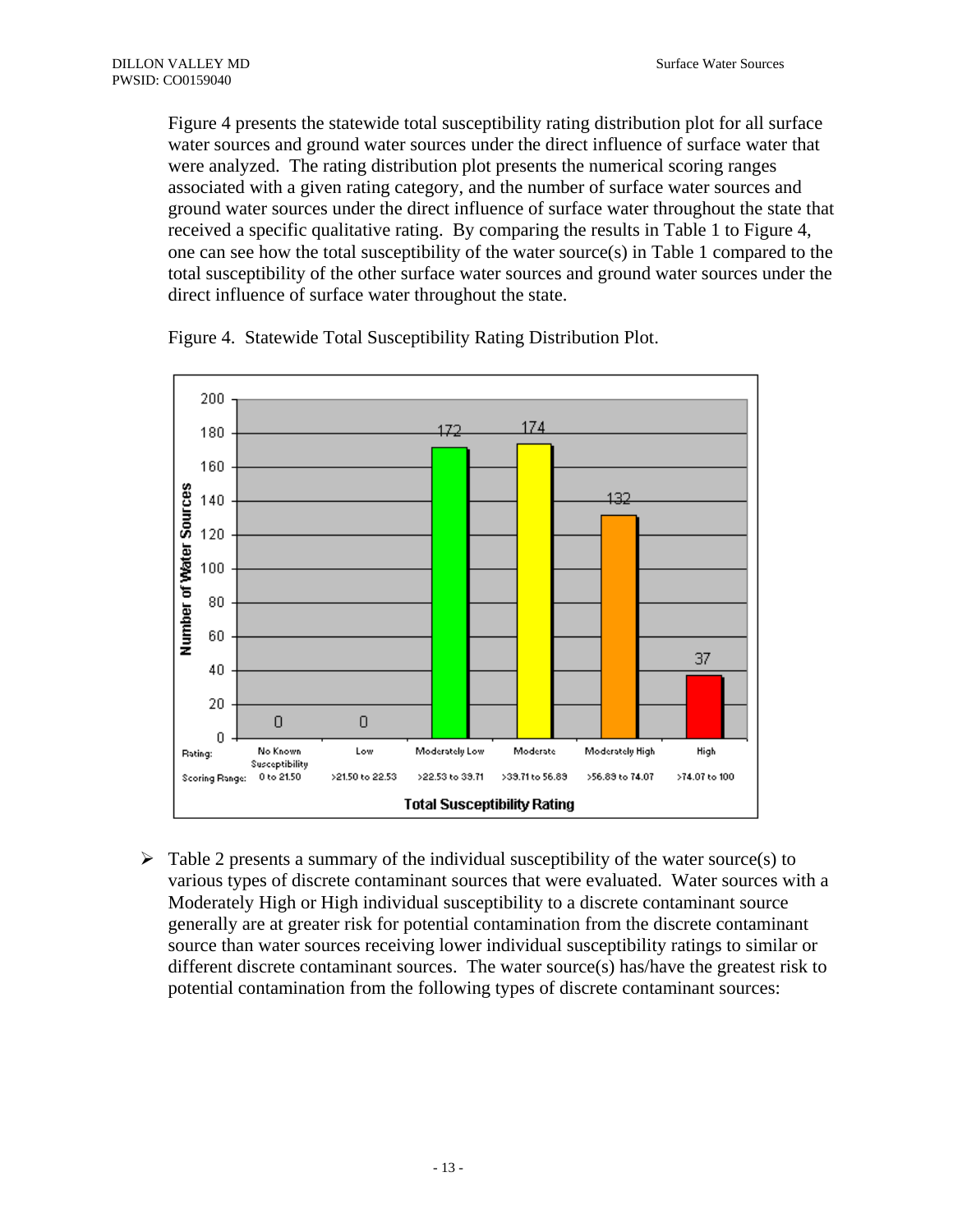Figure 4 presents the statewide total susceptibility rating distribution plot for all surface water sources and ground water sources under the direct influence of surface water that were analyzed. The rating distribution plot presents the numerical scoring ranges associated with a given rating category, and the number of surface water sources and ground water sources under the direct influence of surface water throughout the state that received a specific qualitative rating. By comparing the results in Table 1 to Figure 4, one can see how the total susceptibility of the water source(s) in Table 1 compared to the total susceptibility of the other surface water sources and ground water sources under the direct influence of surface water throughout the state.

Figure 4. Statewide Total Susceptibility Rating Distribution Plot.

| Rating | No Known Susceptibility | Low | Moderately Low | Moderate | Moderately High | High |
|---|---|---|---|---|---|---|
| Scoring Range | 0 to 21.50 | >21.50 to 22.53 | >22.53 to 39.71 | >39.71 to 56.89 | >56.89 to 74.07 | >74.07 to 100 |
| Number of Water Sources | 0 | 0 | 172 | 174 | 132 | 37 |

Total Susceptibility Rating

- Table 2 presents a summary of the individual susceptibility of the water source(s) to various types of discrete contaminant sources that were evaluated. Water sources with a Moderately High or High individual susceptibility to a discrete contaminant source generally are at greater risk for potential contamination from the discrete contaminant source than water sources receiving lower individual susceptibility ratings to similar or different discrete contaminant sources. The water source(s) has/have the greatest risk to potential contamination from the following types of discrete contaminant sources: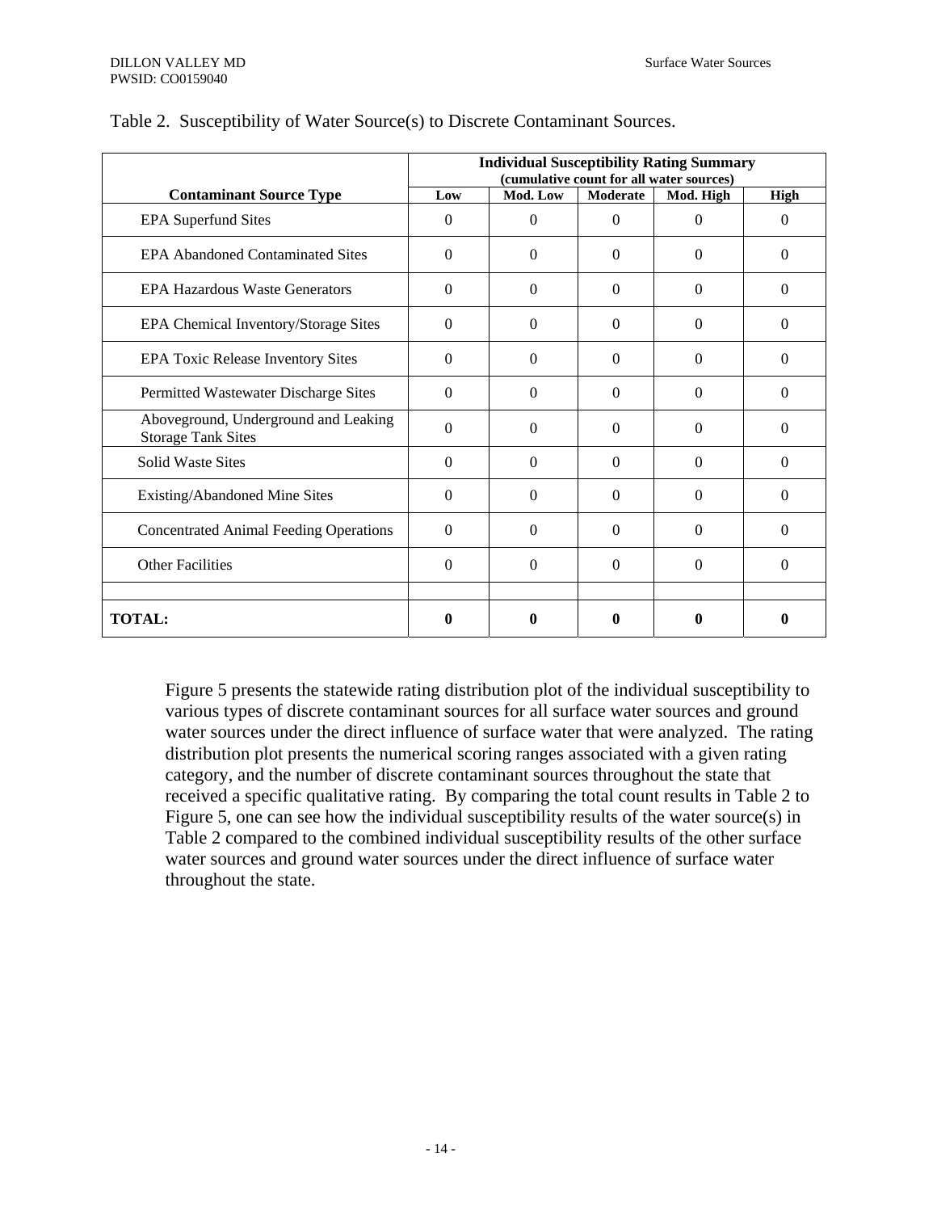Table 2. Susceptibility of Water Source(s) to Discrete Contaminant Sources.

| Contaminant Source Type | Individual Susceptibility Rating Summary (cumulative count for all water sources) | | | | |
|---|---|---|---|---|---|
| | Low | Mod. Low | Moderate | Mod. High | High |
| EPA Superfund Sites | 0 | 0 | 0 | 0 | 0 |
| EPA Abandoned Contaminated Sites | 0 | 0 | 0 | 0 | 0 |
| EPA Hazardous Waste Generators | 0 | 0 | 0 | 0 | 0 |
| EPA Chemical Inventory/Storage Sites | 0 | 0 | 0 | 0 | 0 |
| EPA Toxic Release Inventory Sites | 0 | 0 | 0 | 0 | 0 |
| Permitted Wastewater Discharge Sites | 0 | 0 | 0 | 0 | 0 |
| Aboveground, Underground and Leaking Storage Tank Sites | 0 | 0 | 0 | 0 | 0 |
| Solid Waste Sites | 0 | 0 | 0 | 0 | 0 |
| Existing/Abandoned Mine Sites | 0 | 0 | 0 | 0 | 0 |
| Concentrated Animal Feeding Operations | 0 | 0 | 0 | 0 | 0 |
| Other Facilities | 0 | 0 | 0 | 0 | 0 |
| | | | | | |
| **TOTAL:** | **0** | **0** | **0** | **0** | **0** |

Figure 5 presents the statewide rating distribution plot of the individual susceptibility to various types of discrete contaminant sources for all surface water sources and ground water sources under the direct influence of surface water that were analyzed. The rating distribution plot presents the numerical scoring ranges associated with a given rating category, and the number of discrete contaminant sources throughout the state that received a specific qualitative rating. By comparing the total count results in Table 2 to Figure 5, one can see how the individual susceptibility results of the water source(s) in Table 2 compared to the combined individual susceptibility results of the other surface water sources and ground water sources under the direct influence of surface water throughout the state.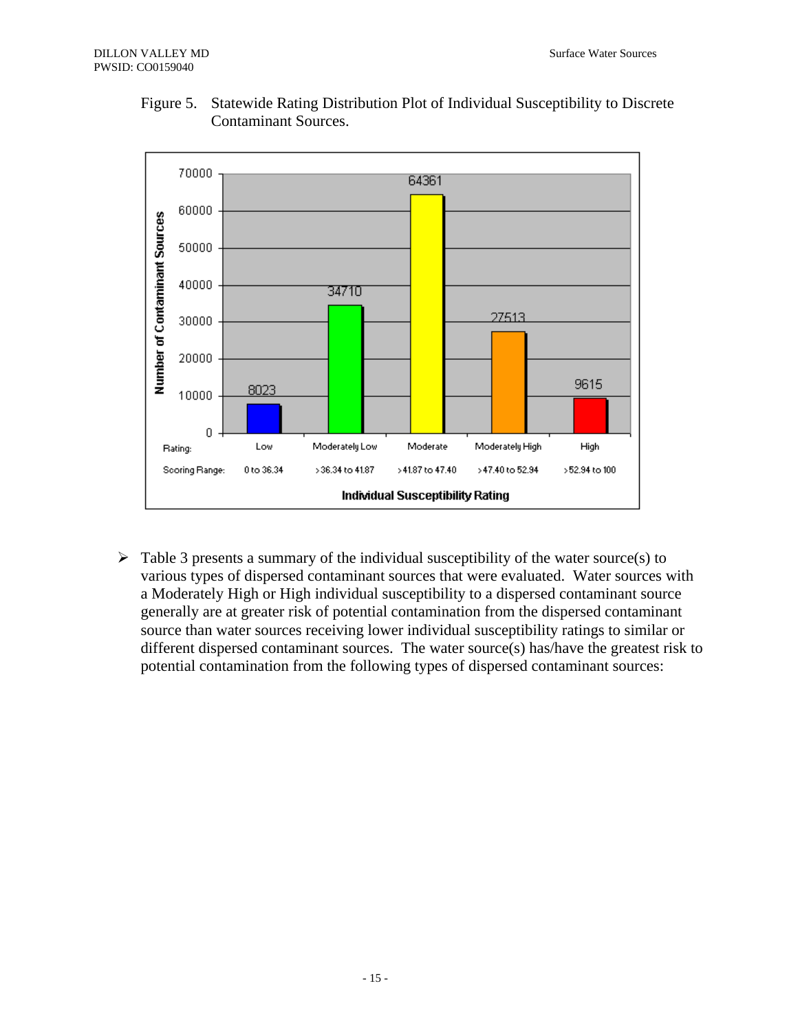Figure 5. Statewide Rating Distribution Plot of Individual Susceptibility to Discrete Contaminant Sources.

| Rating: | Low | Moderately Low | Moderate | Moderately High | High |
| --- | --- | --- | --- | --- | --- |
| Scoring Range: | 0 to 36.34 | >36.34 to 41.87 | >41.87 to 47.40 | >47.40 to 52.94 | >52.94 to 100 |
| Number of Contaminant Sources | 8023 | 34710 | 64361 | 27513 | 9615 |

- Table 3 presents a summary of the individual susceptibility of the water source(s) to various types of dispersed contaminant sources that were evaluated. Water sources with a Moderately High or High individual susceptibility to a dispersed contaminant source generally are at greater risk of potential contamination from the dispersed contaminant source than water sources receiving lower individual susceptibility ratings to similar or different dispersed contaminant sources. The water source(s) has/have the greatest risk to potential contamination from the following types of dispersed contaminant sources: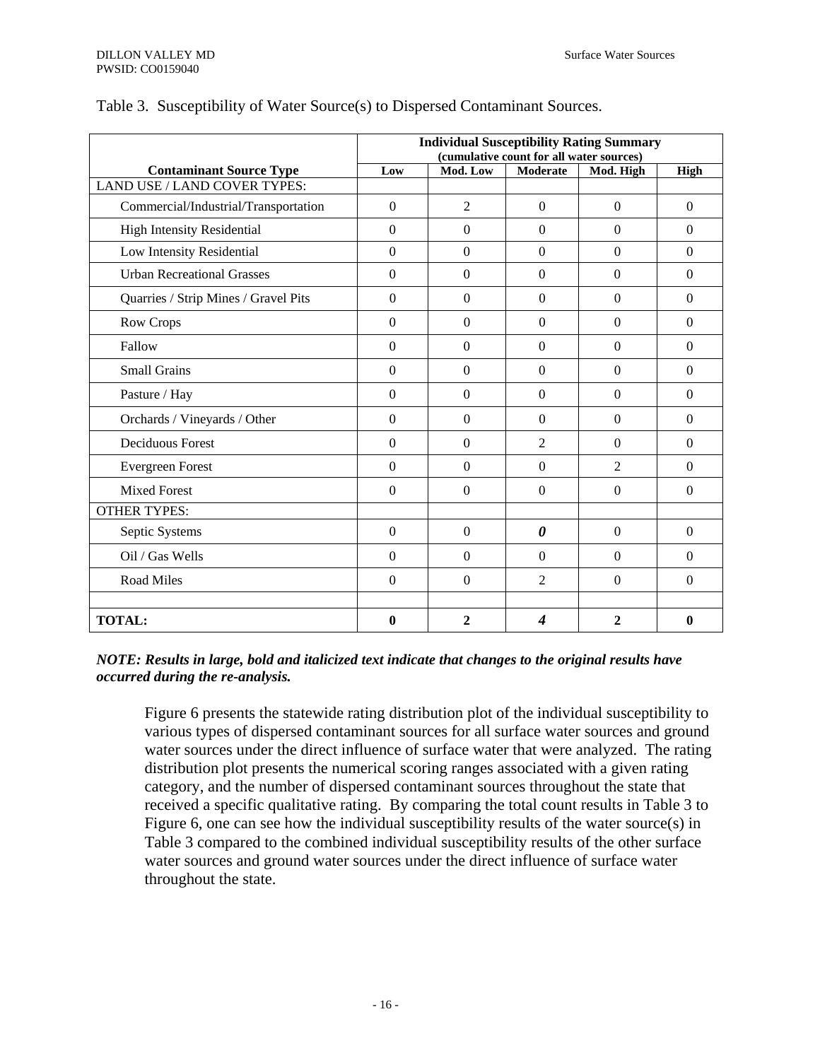Table 3. Susceptibility of Water Source(s) to Dispersed Contaminant Sources.

| Contaminant Source Type | Individual Susceptibility Rating Summary (cumulative count for all water sources) | | | | |
|---|---|---|---|---|---|
| | Low | Mod. Low | Moderate | Mod. High | High |
| LAND USE / LAND COVER TYPES: | | | | | |
| Commercial/Industrial/Transportation | 0 | 2 | 0 | 0 | 0 |
| High Intensity Residential | 0 | 0 | 0 | 0 | 0 |
| Low Intensity Residential | 0 | 0 | 0 | 0 | 0 |
| Urban Recreational Grasses | 0 | 0 | 0 | 0 | 0 |
| Quarries / Strip Mines / Gravel Pits | 0 | 0 | 0 | 0 | 0 |
| Row Crops | 0 | 0 | 0 | 0 | 0 |
| Fallow | 0 | 0 | 0 | 0 | 0 |
| Small Grains | 0 | 0 | 0 | 0 | 0 |
| Pasture / Hay | 0 | 0 | 0 | 0 | 0 |
| Orchards / Vineyards / Other | 0 | 0 | 0 | 0 | 0 |
| Deciduous Forest | 0 | 0 | 2 | 0 | 0 |
| Evergreen Forest | 0 | 0 | 0 | 2 | 0 |
| Mixed Forest | 0 | 0 | 0 | 0 | 0 |
| OTHER TYPES: | | | | | |
| Septic Systems | 0 | 0 | ***0*** | 0 | 0 |
| Oil / Gas Wells | 0 | 0 | 0 | 0 | 0 |
| Road Miles | 0 | 0 | 2 | 0 | 0 |
| | | | | | |
| **TOTAL:** | **0** | **2** | ***4*** | **2** | **0** |

***NOTE: Results in large, bold and italicized text indicate that changes to the original results have occurred during the re-analysis.***

Figure 6 presents the statewide rating distribution plot of the individual susceptibility to various types of dispersed contaminant sources for all surface water sources and ground water sources under the direct influence of surface water that were analyzed. The rating distribution plot presents the numerical scoring ranges associated with a given rating category, and the number of dispersed contaminant sources throughout the state that received a specific qualitative rating. By comparing the total count results in Table 3 to Figure 6, one can see how the individual susceptibility results of the water source(s) in Table 3 compared to the combined individual susceptibility results of the other surface water sources and ground water sources under the direct influence of surface water throughout the state.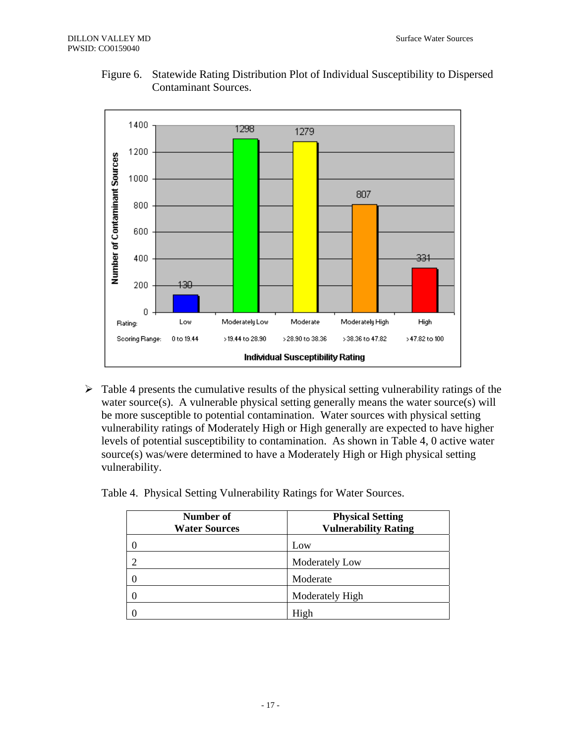Figure 6. Statewide Rating Distribution Plot of Individual Susceptibility to Dispersed Contaminant Sources.

| Rating: | Low | Moderately Low | Moderate | Moderately High | High |
|---|---|---|---|---|---|
| Scoring Range: | 0 to 19.44 | >19.44 to 28.90 | >28.90 to 38.36 | >38.36 to 47.82 | >47.82 to 100 |
| Number of Contaminant Sources | 130 | 1298 | 1279 | 807 | 331 |

- Table 4 presents the cumulative results of the physical setting vulnerability ratings of the water source(s). A vulnerable physical setting generally means the water source(s) will be more susceptible to potential contamination. Water sources with physical setting vulnerability ratings of Moderately High or High generally are expected to have higher levels of potential susceptibility to contamination. As shown in Table 4, 0 active water source(s) was/were determined to have a Moderately High or High physical setting vulnerability.

Table 4. Physical Setting Vulnerability Ratings for Water Sources.

| Number of Water Sources | Physical Setting Vulnerability Rating |
|---|---|
| 0 | Low |
| 2 | Moderately Low |
| 0 | Moderate |
| 0 | Moderately High |
| 0 | High |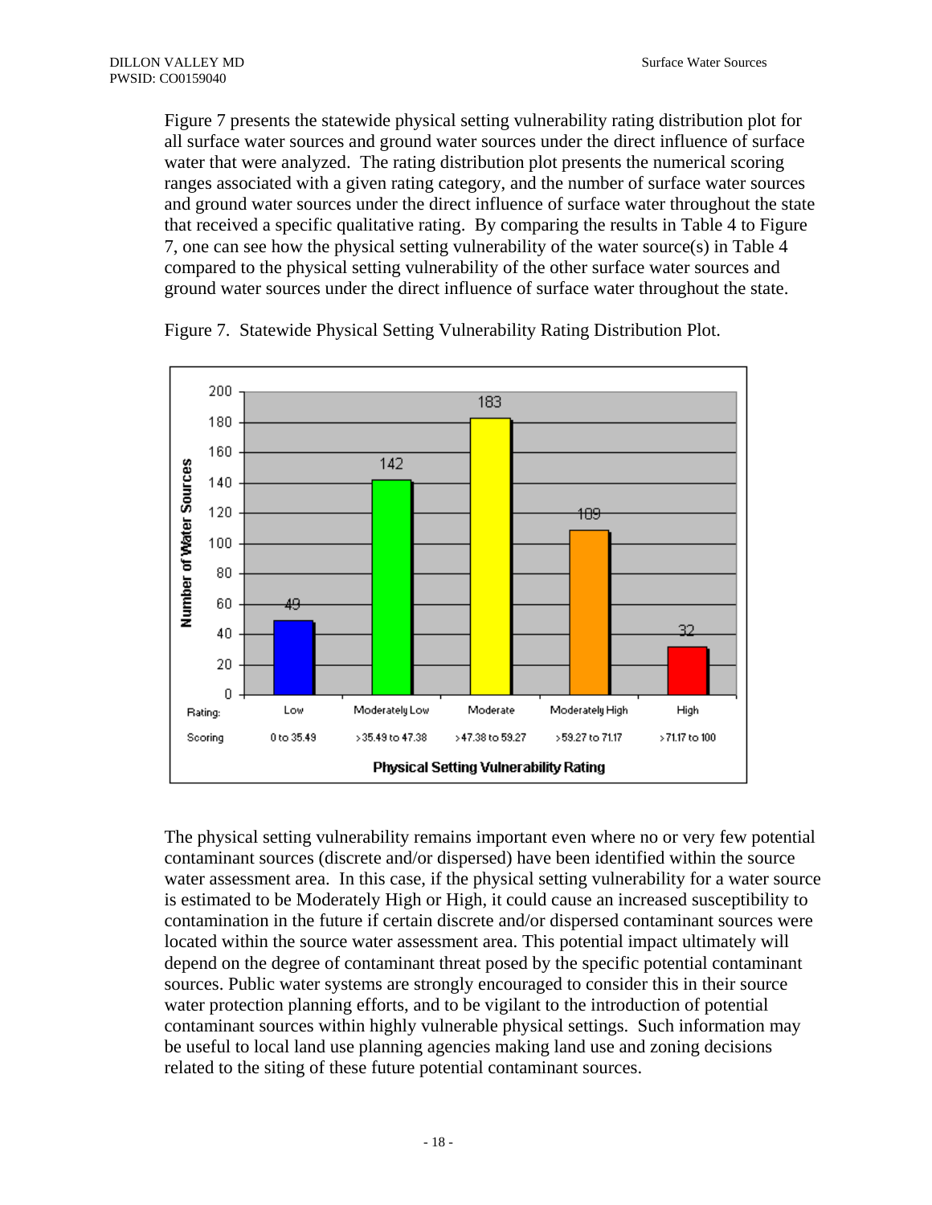Figure 7 presents the statewide physical setting vulnerability rating distribution plot for all surface water sources and ground water sources under the direct influence of surface water that were analyzed. The rating distribution plot presents the numerical scoring ranges associated with a given rating category, and the number of surface water sources and ground water sources under the direct influence of surface water throughout the state that received a specific qualitative rating. By comparing the results in Table 4 to Figure 7, one can see how the physical setting vulnerability of the water source(s) in Table 4 compared to the physical setting vulnerability of the other surface water sources and ground water sources under the direct influence of surface water throughout the state.

Figure 7. Statewide Physical Setting Vulnerability Rating Distribution Plot.

| Rating: | Low | Moderately Low | Moderate | Moderately High | High |
|---|---|---|---|---|---|
| Scoring | 0 to 35.49 | >35.49 to 47.38 | >47.38 to 59.27 | >59.27 to 71.17 | >71.17 to 100 |
| Number of Water Sources | 49 | 142 | 183 | 109 | 32 |

The physical setting vulnerability remains important even where no or very few potential contaminant sources (discrete and/or dispersed) have been identified within the source water assessment area. In this case, if the physical setting vulnerability for a water source is estimated to be Moderately High or High, it could cause an increased susceptibility to contamination in the future if certain discrete and/or dispersed contaminant sources were located within the source water assessment area. This potential impact ultimately will depend on the degree of contaminant threat posed by the specific potential contaminant sources. Public water systems are strongly encouraged to consider this in their source water protection planning efforts, and to be vigilant to the introduction of potential contaminant sources within highly vulnerable physical settings. Such information may be useful to local land use planning agencies making land use and zoning decisions related to the siting of these future potential contaminant sources.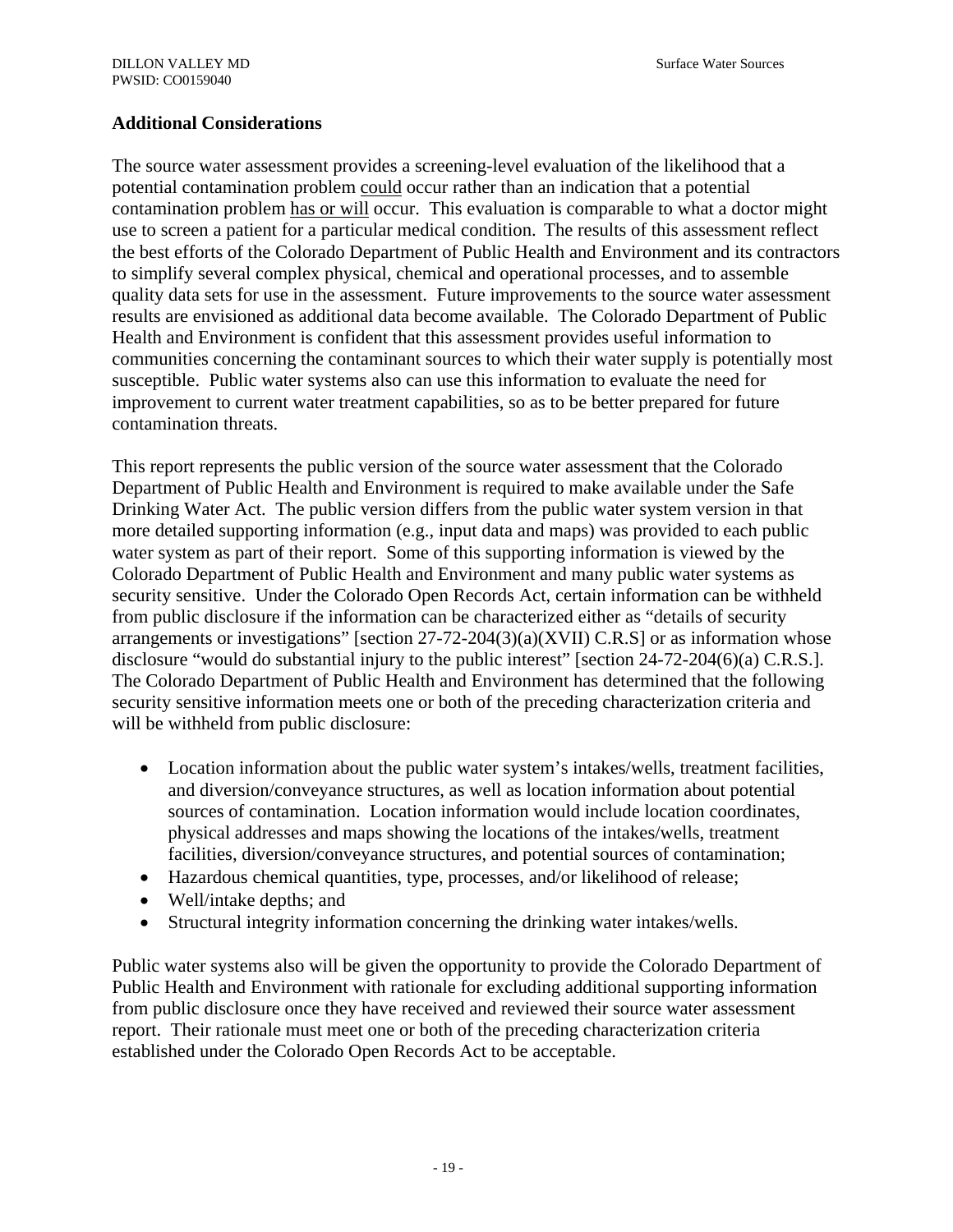## Additional Considerations

The source water assessment provides a screening-level evaluation of the likelihood that a potential contamination problem could occur rather than an indication that a potential contamination problem has or will occur. This evaluation is comparable to what a doctor might use to screen a patient for a particular medical condition. The results of this assessment reflect the best efforts of the Colorado Department of Public Health and Environment and its contractors to simplify several complex physical, chemical and operational processes, and to assemble quality data sets for use in the assessment. Future improvements to the source water assessment results are envisioned as additional data become available. The Colorado Department of Public Health and Environment is confident that this assessment provides useful information to communities concerning the contaminant sources to which their water supply is potentially most susceptible. Public water systems also can use this information to evaluate the need for improvement to current water treatment capabilities, so as to be better prepared for future contamination threats.

This report represents the public version of the source water assessment that the Colorado Department of Public Health and Environment is required to make available under the Safe Drinking Water Act. The public version differs from the public water system version in that more detailed supporting information (e.g., input data and maps) was provided to each public water system as part of their report. Some of this supporting information is viewed by the Colorado Department of Public Health and Environment and many public water systems as security sensitive. Under the Colorado Open Records Act, certain information can be withheld from public disclosure if the information can be characterized either as "details of security arrangements or investigations" [section 27-72-204(3)(a)(XVII) C.R.S] or as information whose disclosure "would do substantial injury to the public interest" [section 24-72-204(6)(a) C.R.S.]. The Colorado Department of Public Health and Environment has determined that the following security sensitive information meets one or both of the preceding characterization criteria and will be withheld from public disclosure:

- Location information about the public water system's intakes/wells, treatment facilities, and diversion/conveyance structures, as well as location information about potential sources of contamination. Location information would include location coordinates, physical addresses and maps showing the locations of the intakes/wells, treatment facilities, diversion/conveyance structures, and potential sources of contamination;
- Hazardous chemical quantities, type, processes, and/or likelihood of release;
- Well/intake depths; and
- Structural integrity information concerning the drinking water intakes/wells.

Public water systems also will be given the opportunity to provide the Colorado Department of Public Health and Environment with rationale for excluding additional supporting information from public disclosure once they have received and reviewed their source water assessment report. Their rationale must meet one or both of the preceding characterization criteria established under the Colorado Open Records Act to be acceptable.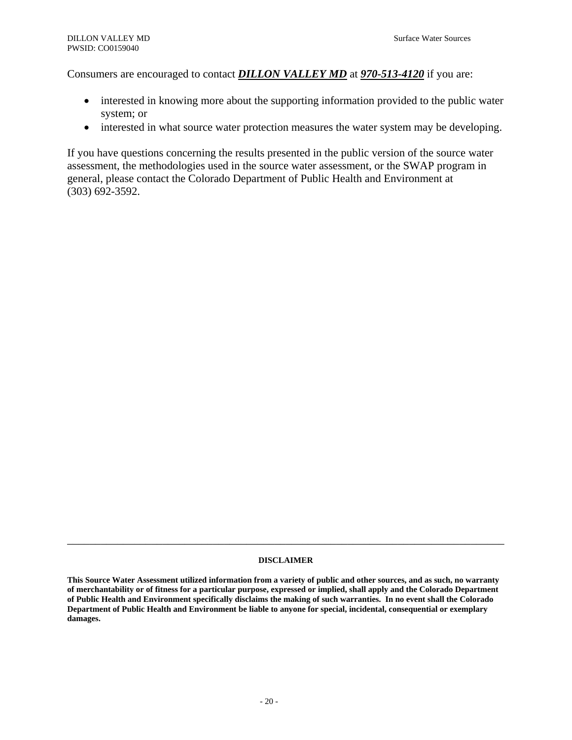Consumers are encouraged to contact ***DILLON VALLEY MD*** at ***970-513-4120*** if you are:

- interested in knowing more about the supporting information provided to the public water system; or
- interested in what source water protection measures the water system may be developing.

If you have questions concerning the results presented in the public version of the source water assessment, the methodologies used in the source water assessment, or the SWAP program in general, please contact the Colorado Department of Public Health and Environment at (303) 692-3592.

---

**DISCLAIMER**

**This Source Water Assessment utilized information from a variety of public and other sources, and as such, no warranty of merchantability or of fitness for a particular purpose, expressed or implied, shall apply and the Colorado Department of Public Health and Environment specifically disclaims the making of such warranties. In no event shall the Colorado Department of Public Health and Environment be liable to anyone for special, incidental, consequential or exemplary damages.**